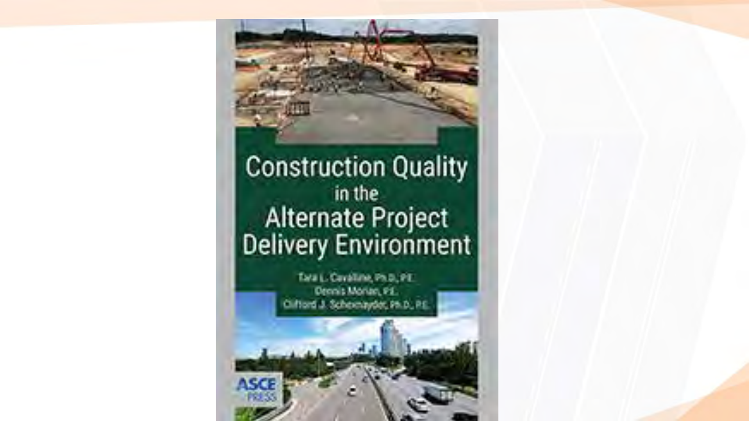# Construction Quality in the Alternate Project Delivery Environment

Tara L. Cavalline, Ph.D., P.E.
Dennis Morian, P.E.
Clifford J. Schexnayder, Ph.D., P.E.

ASCE PRESS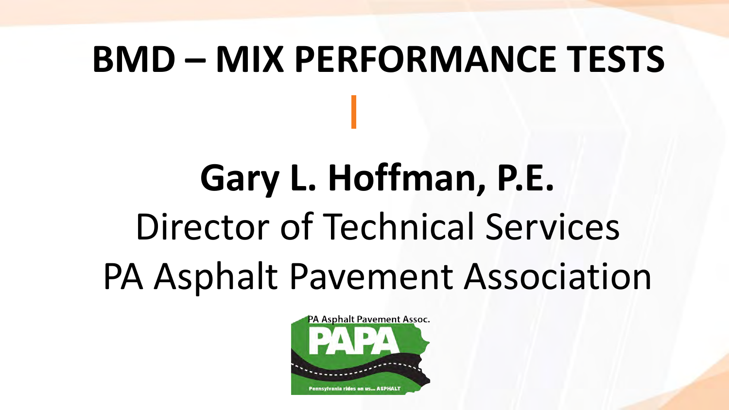# BMD – MIX PERFORMANCE TESTS

**Gary L. Hoffman, P.E.**

Director of Technical Services

PA Asphalt Pavement Association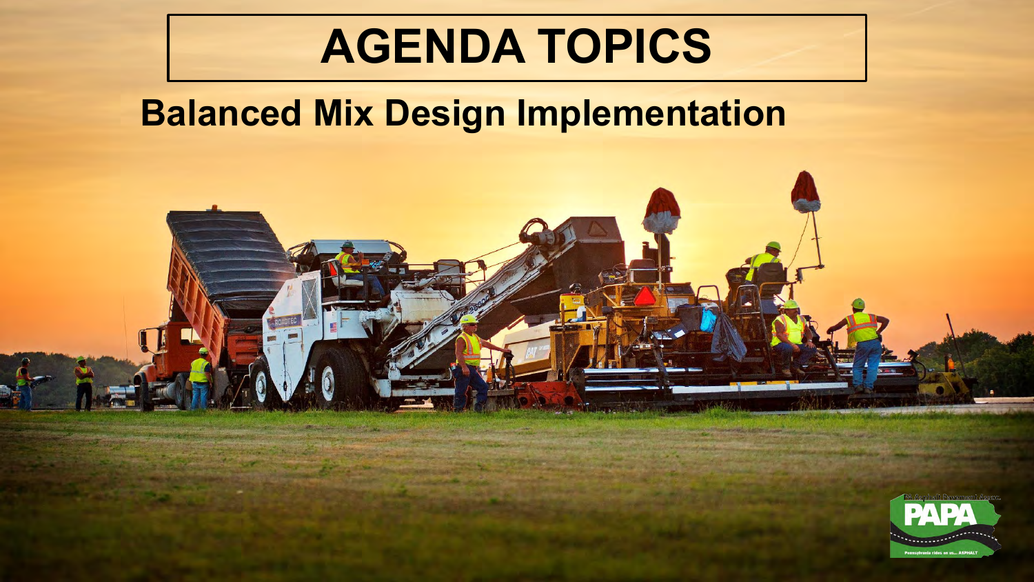# AGENDA TOPICS

## Balanced Mix Design Implementation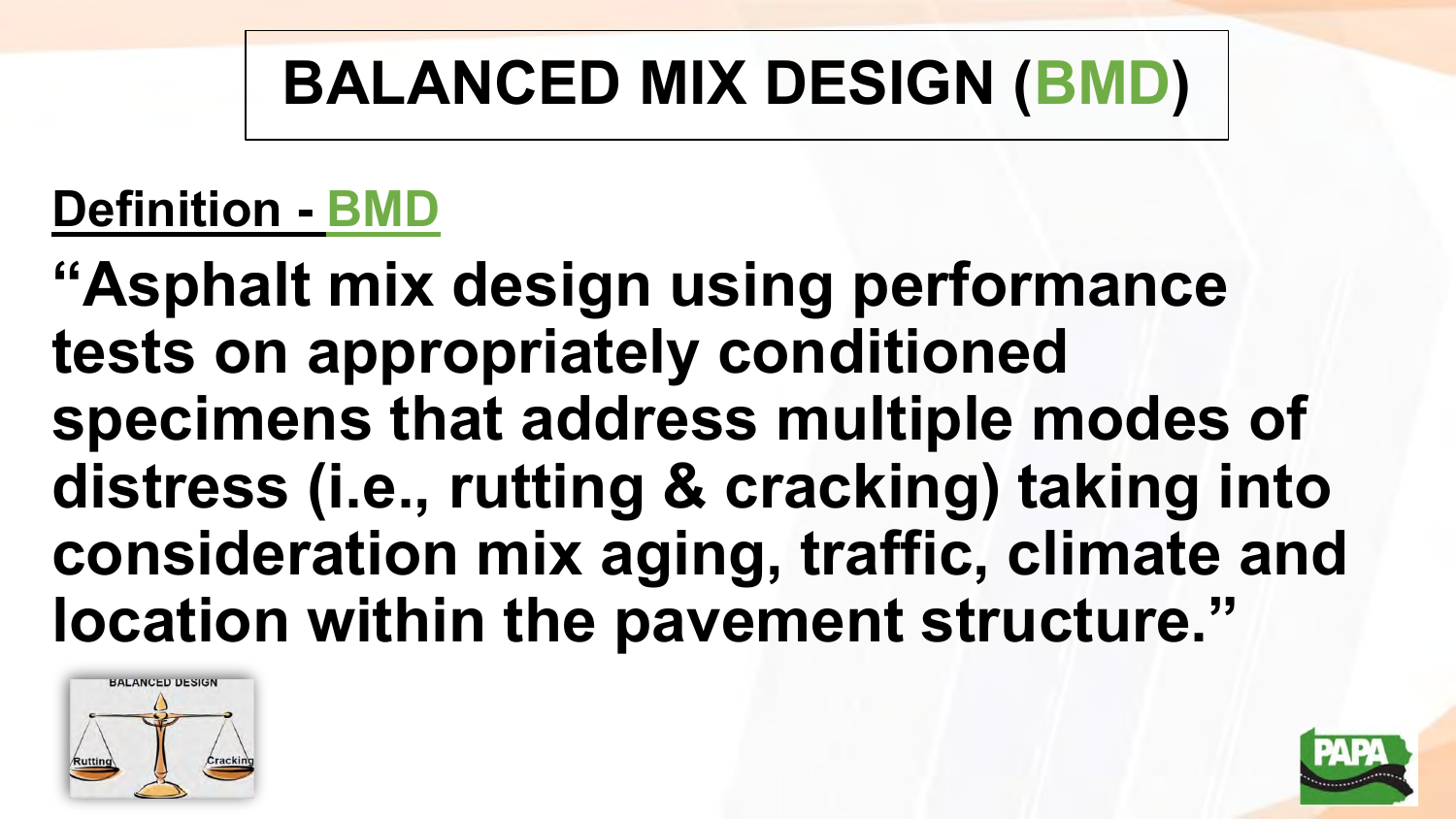# BALANCED MIX DESIGN (BMD)

**Definition - BMD**

**"Asphalt mix design using performance tests on appropriately conditioned specimens that address multiple modes of distress (i.e., rutting & cracking) taking into consideration mix aging, traffic, climate and location within the pavement structure."**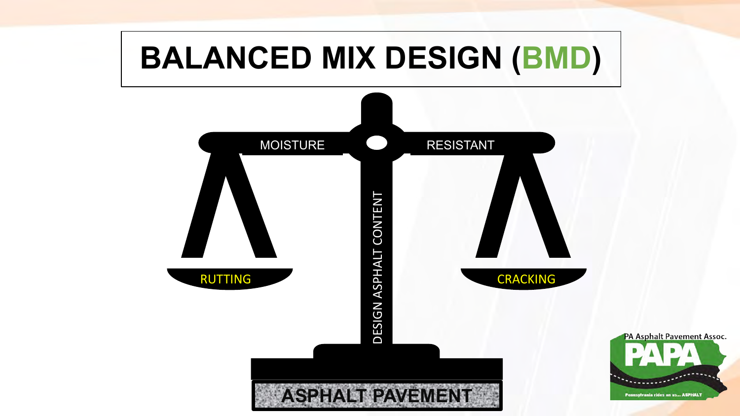# BALANCED MIX DESIGN (BMD)

MOISTURE RESISTANT

RUTTING

CRACKING

DESIGN ASPHALT CONTENT

ASPHALT PAVEMENT

PA Asphalt Pavement Assoc.

PAPA

Pennsylvania rides on us... ASPHALT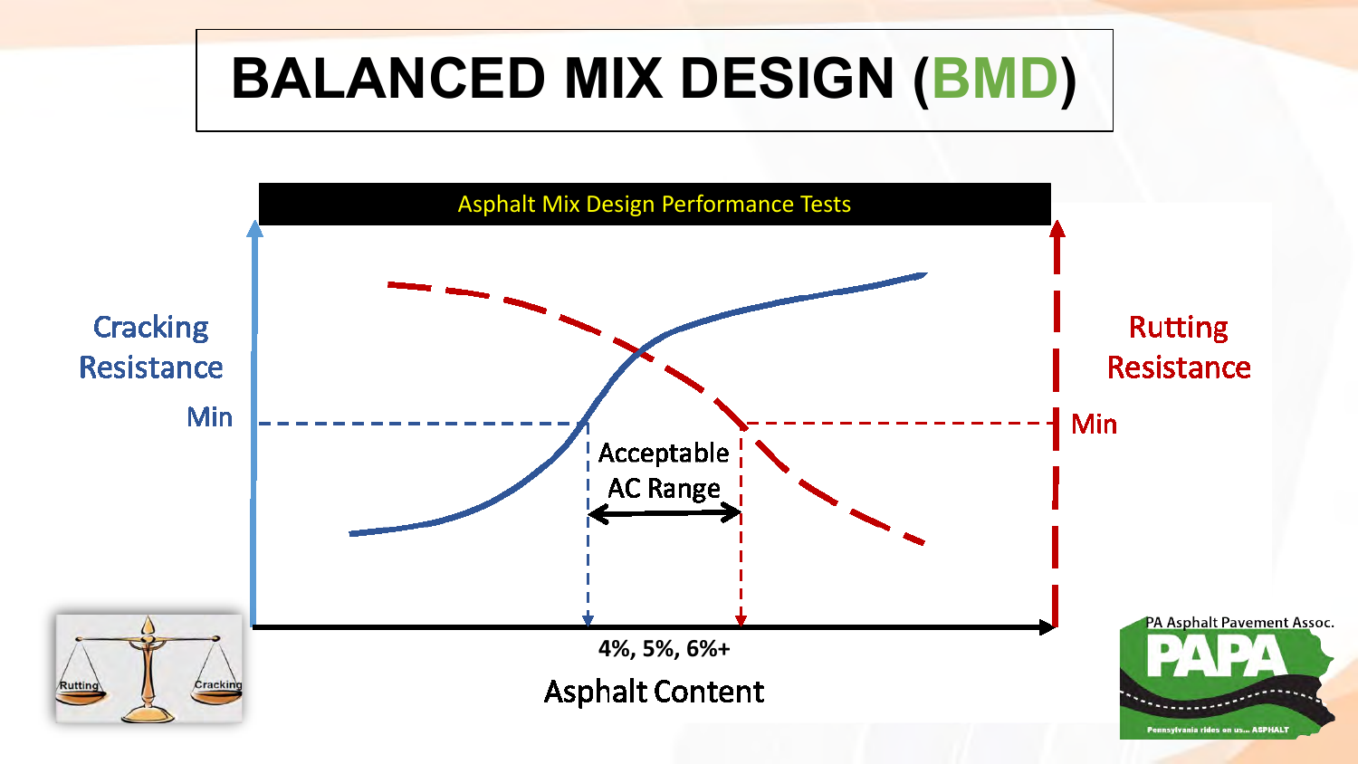# BALANCED MIX DESIGN (BMD)

Asphalt Mix Design Performance Tests

Cracking Resistance

Min

Rutting Resistance

Min

Acceptable AC Range

4%, 5%, 6%+

Asphalt Content

Rutting

Cracking

PA Asphalt Pavement Assoc.

PAPA

Pennsylvania rides on us... ASPHALT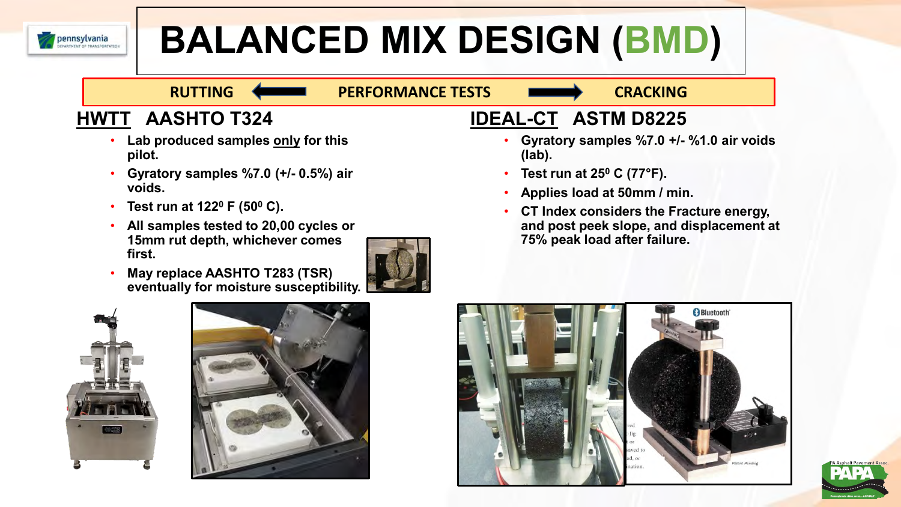# BALANCED MIX DESIGN (BMD)

RUTTING ⟵ PERFORMANCE TESTS ⟶ CRACKING

## HWTT AASHTO T324

- Lab produced samples only for this pilot.
- Gyratory samples %7.0 (+/- 0.5%) air voids.
- Test run at $122^0$ F ($50^0$ C).
- All samples tested to 20,00 cycles or 15mm rut depth, whichever comes first.
- May replace AASHTO T283 (TSR) eventually for moisture susceptibility.

## IDEAL-CT ASTM D8225

- Gyratory samples %7.0 +/- %1.0 air voids (lab).
- Test run at $25^0$ C (77°F).
- Applies load at 50mm / min.
- CT Index considers the Fracture energy, and post peek slope, and displacement at 75% peak load after failure.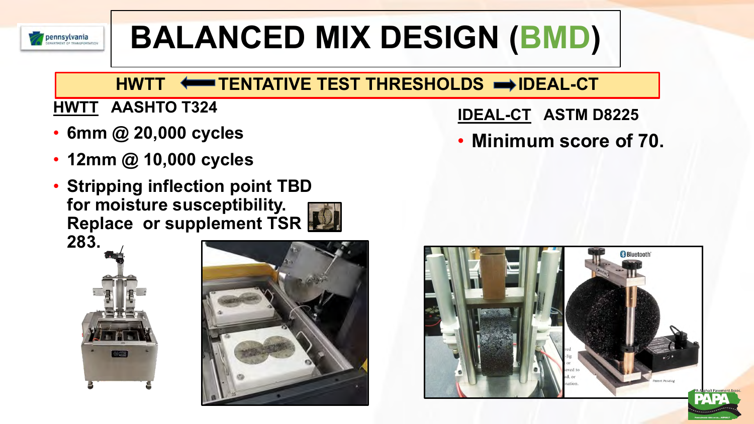# BALANCED MIX DESIGN (BMD)

**HWTT ⟵ TENTATIVE TEST THRESHOLDS ⟶ IDEAL-CT**

**HWTT AASHTO T324**

- **6mm @ 20,000 cycles**
- **12mm @ 10,000 cycles**
- **Stripping inflection point TBD for moisture susceptibility. Replace or supplement TSR 283.**

**IDEAL-CT ASTM D8225**

- **Minimum score of 70.**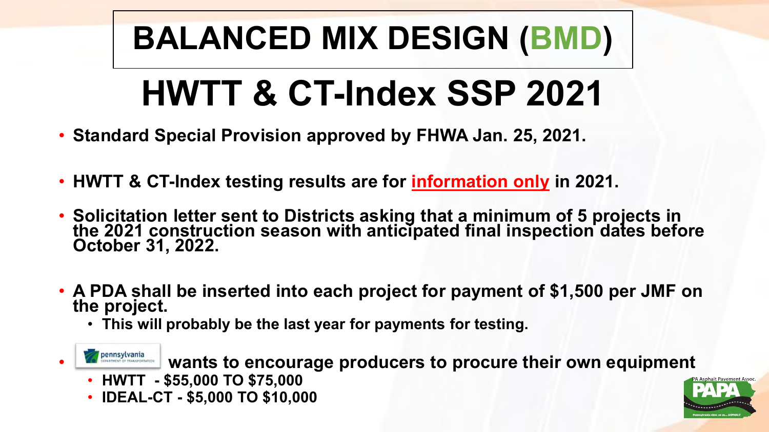# BALANCED MIX DESIGN (BMD)

## HWTT & CT-Index SSP 2021

- **Standard Special Provision approved by FHWA Jan. 25, 2021.**
- **HWTT & CT-Index testing results are for information only in 2021.**
- **Solicitation letter sent to Districts asking that a minimum of 5 projects in the 2021 construction season with anticipated final inspection dates before October 31, 2022.**
- **A PDA shall be inserted into each project for payment of $1,500 per JMF on the project.**
  - **This will probably be the last year for payments for testing.**
- pennsylvania DEPARTMENT OF TRANSPORTATION **wants to encourage producers to procure their own equipment**
  - **HWTT - $55,000 TO $75,000**
  - **IDEAL-CT - $5,000 TO $10,000**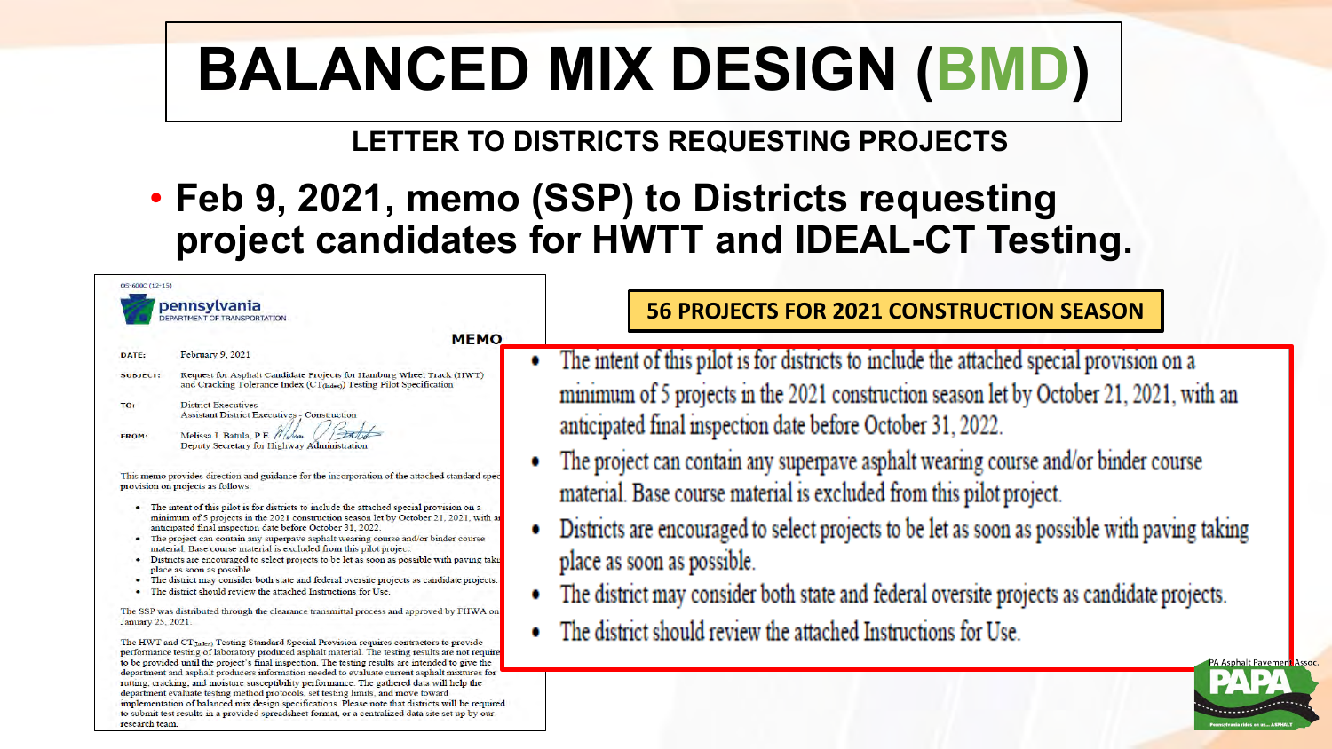# BALANCED MIX DESIGN (BMD)

## LETTER TO DISTRICTS REQUESTING PROJECTS

- **Feb 9, 2021, memo (SSP) to Districts requesting project candidates for HWTT and IDEAL-CT Testing.**

OS-600C (12-15)

pennsylvania
DEPARTMENT OF TRANSPORTATION

**MEMO**

**DATE:** February 9, 2021

**SUBJECT:** Request for Asphalt Candidate Projects for Hamburg Wheel Track (HWT) and Cracking Tolerance Index ($CT_{(Index)}$) Testing Pilot Specification

**TO:** District Executives
Assistant District Executives - Construction

**FROM:** Melissa J. Batula, P.E.
Deputy Secretary for Highway Administration

This memo provides direction and guidance for the incorporation of the attached standard special provision on projects as follows:

- The intent of this pilot is for districts to include the attached special provision on a minimum of 5 projects in the 2021 construction season let by October 21, 2021, with an anticipated final inspection date before October 31, 2022.
- The project can contain any superpave asphalt wearing course and/or binder course material. Base course material is excluded from this pilot project.
- Districts are encouraged to select projects to be let as soon as possible with paving taking place as soon as possible.
- The district may consider both state and federal oversite projects as candidate projects.
- The district should review the attached Instructions for Use.

The SSP was distributed through the clearance transmittal process and approved by FHWA on January 25, 2021.

The HWT and $CT_{(Index)}$ Testing Standard Special Provision requires contractors to provide performance testing of laboratory produced asphalt material. The testing results are not required to be provided until the project's final inspection. The testing results are intended to give the department and asphalt producers information needed to evaluate current asphalt mixtures for rutting, cracking, and moisture susceptibility performance. The gathered data will help the department evaluate testing method protocols, set testing limits, and move toward implementation of balanced mix design specifications. Please note that districts will be required to submit test results in a provided spreadsheet format, or a centralized data site set up by our research team.

**56 PROJECTS FOR 2021 CONSTRUCTION SEASON**

- The intent of this pilot is for districts to include the attached special provision on a minimum of 5 projects in the 2021 construction season let by October 21, 2021, with an anticipated final inspection date before October 31, 2022.
- The project can contain any superpave asphalt wearing course and/or binder course material. Base course material is excluded from this pilot project.
- Districts are encouraged to select projects to be let as soon as possible with paving taking place as soon as possible.
- The district may consider both state and federal oversite projects as candidate projects.
- The district should review the attached Instructions for Use.

PA Asphalt Pavement Assoc.
PAPA
Pennsylvania rides on us... ASPHALT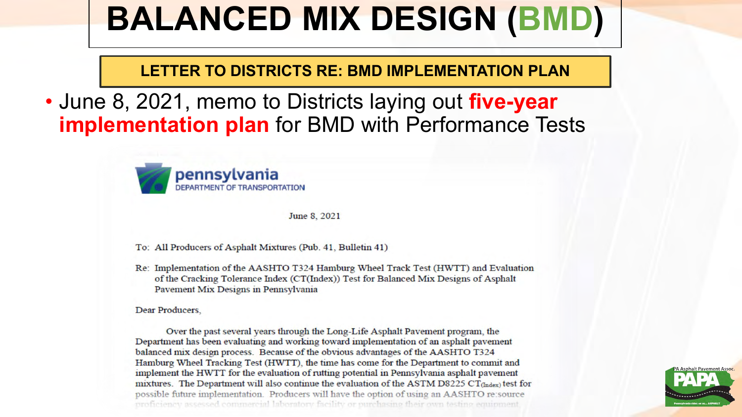# BALANCED MIX DESIGN (BMD)

## LETTER TO DISTRICTS RE: BMD IMPLEMENTATION PLAN

- June 8, 2021, memo to Districts laying out **five-year implementation plan** for BMD with Performance Tests

**pennsylvania**
DEPARTMENT OF TRANSPORTATION

June 8, 2021

To: All Producers of Asphalt Mixtures (Pub. 41, Bulletin 41)

Re: Implementation of the AASHTO T324 Hamburg Wheel Track Test (HWTT) and Evaluation of the Cracking Tolerance Index (CT(Index)) Test for Balanced Mix Designs of Asphalt Pavement Mix Designs in Pennsylvania

Dear Producers,

Over the past several years through the Long-Life Asphalt Pavement program, the Department has been evaluating and working toward implementation of an asphalt pavement balanced mix design process. Because of the obvious advantages of the AASHTO T324 Hamburg Wheel Tracking Test (HWTT), the time has come for the Department to commit and implement the HWTT for the evaluation of rutting potential in Pennsylvania asphalt pavement mixtures. The Department will also continue the evaluation of the ASTM D8225 $CT_{(Index)}$ test for possible future implementation. Producers will have the option of using an AASHTO re:source proficiency assessed commercial laboratory facility or purchasing their own testing equipment

PA Asphalt Pavement Assoc.
PAPA
Pennsylvania rides on us... ASPHALT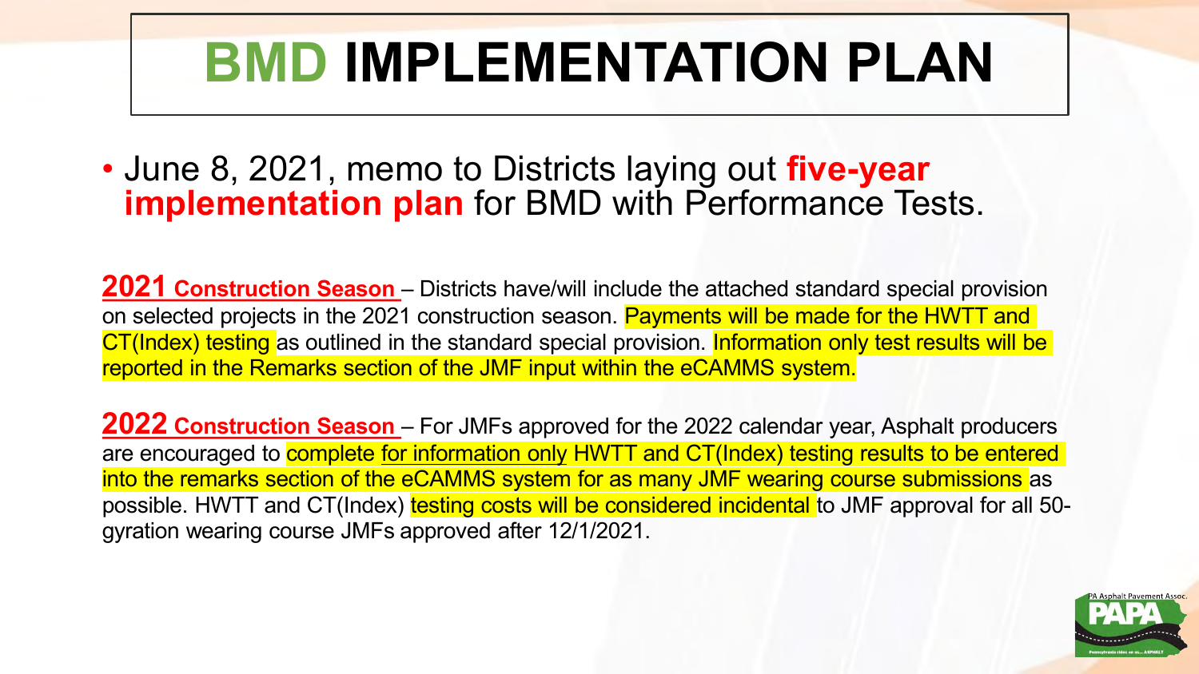# BMD IMPLEMENTATION PLAN

- June 8, 2021, memo to Districts laying out **five-year implementation plan** for BMD with Performance Tests.

**2021 Construction Season** – Districts have/will include the attached standard special provision on selected projects in the 2021 construction season. Payments will be made for the HWTT and CT(Index) testing as outlined in the standard special provision. Information only test results will be reported in the Remarks section of the JMF input within the eCAMMS system.

**2022 Construction Season** – For JMFs approved for the 2022 calendar year, Asphalt producers are encouraged to complete for information only HWTT and CT(Index) testing results to be entered into the remarks section of the eCAMMS system for as many JMF wearing course submissions as possible. HWTT and CT(Index) testing costs will be considered incidental to JMF approval for all 50-gyration wearing course JMFs approved after 12/1/2021.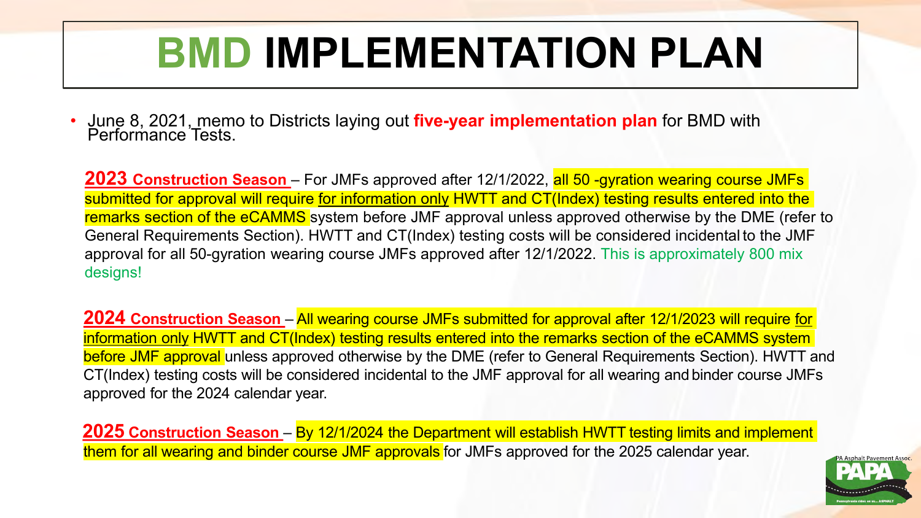# BMD IMPLEMENTATION PLAN

- June 8, 2021, memo to Districts laying out **five-year implementation plan** for BMD with Performance Tests.

**2023 Construction Season** – For JMFs approved after 12/1/2022, all 50 -gyration wearing course JMFs submitted for approval will require for information only HWTT and CT(Index) testing results entered into the remarks section of the eCAMMS system before JMF approval unless approved otherwise by the DME (refer to General Requirements Section). HWTT and CT(Index) testing costs will be considered incidental to the JMF approval for all 50-gyration wearing course JMFs approved after 12/1/2022. This is approximately 800 mix designs!

**2024 Construction Season** – All wearing course JMFs submitted for approval after 12/1/2023 will require for information only HWTT and CT(Index) testing results entered into the remarks section of the eCAMMS system before JMF approval unless approved otherwise by the DME (refer to General Requirements Section). HWTT and CT(Index) testing costs will be considered incidental to the JMF approval for all wearing and binder course JMFs approved for the 2024 calendar year.

**2025 Construction Season** – By 12/1/2024 the Department will establish HWTT testing limits and implement them for all wearing and binder course JMF approvals for JMFs approved for the 2025 calendar year.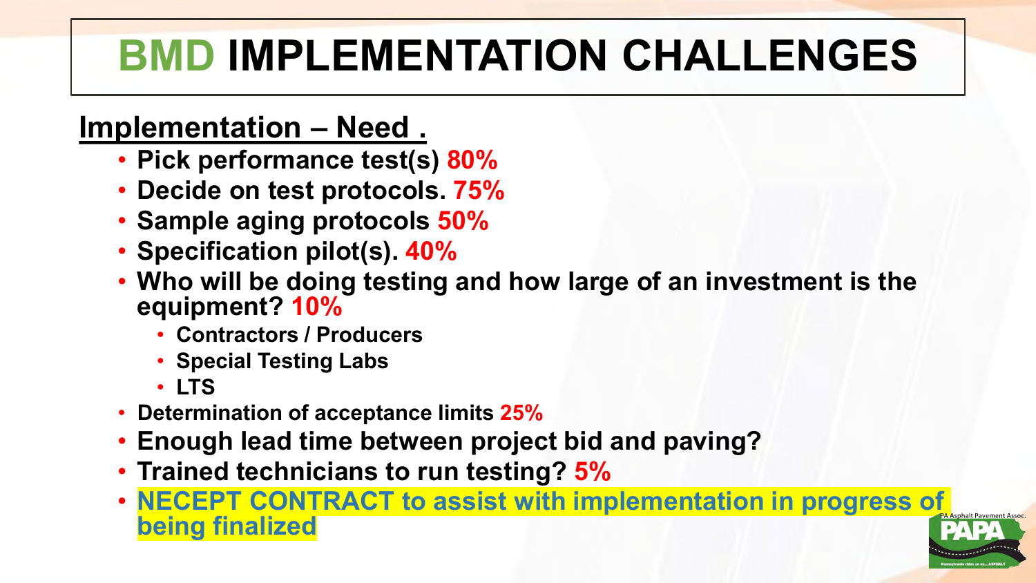# BMD IMPLEMENTATION CHALLENGES

**Implementation – Need .**

- **Pick performance test(s) 80%**
- **Decide on test protocols. 75%**
- **Sample aging protocols 50%**
- **Specification pilot(s). 40%**
- **Who will be doing testing and how large of an investment is the equipment? 10%**
  - **Contractors / Producers**
  - **Special Testing Labs**
  - **LTS**
- **Determination of acceptance limits 25%**
- **Enough lead time between project bid and paving?**
- **Trained technicians to run testing? 5%**
- **NECEPT CONTRACT to assist with implementation in progress of being finalized**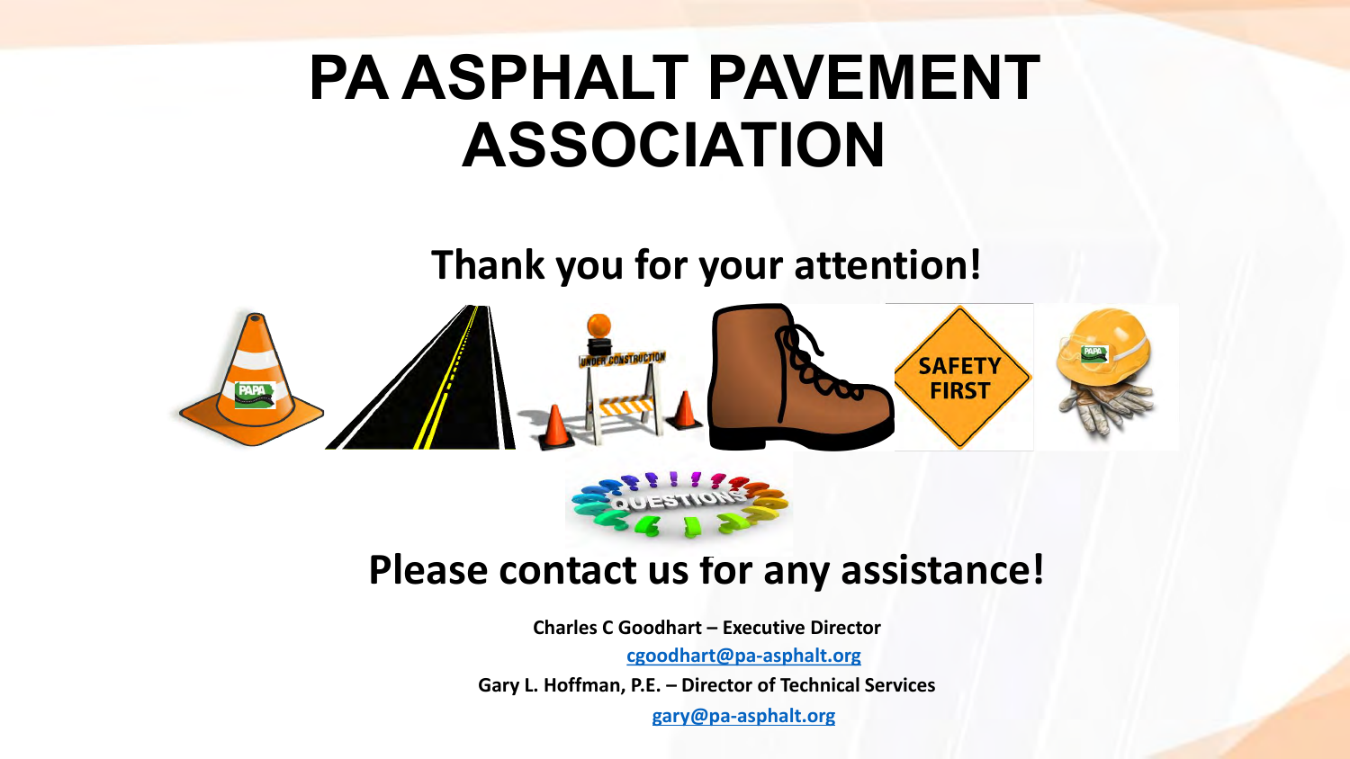# PA ASPHALT PAVEMENT ASSOCIATION

## Thank you for your attention!

## Please contact us for any assistance!

**Charles C Goodhart – Executive Director**

cgoodhart@pa-asphalt.org

**Gary L. Hoffman, P.E. – Director of Technical Services**

gary@pa-asphalt.org